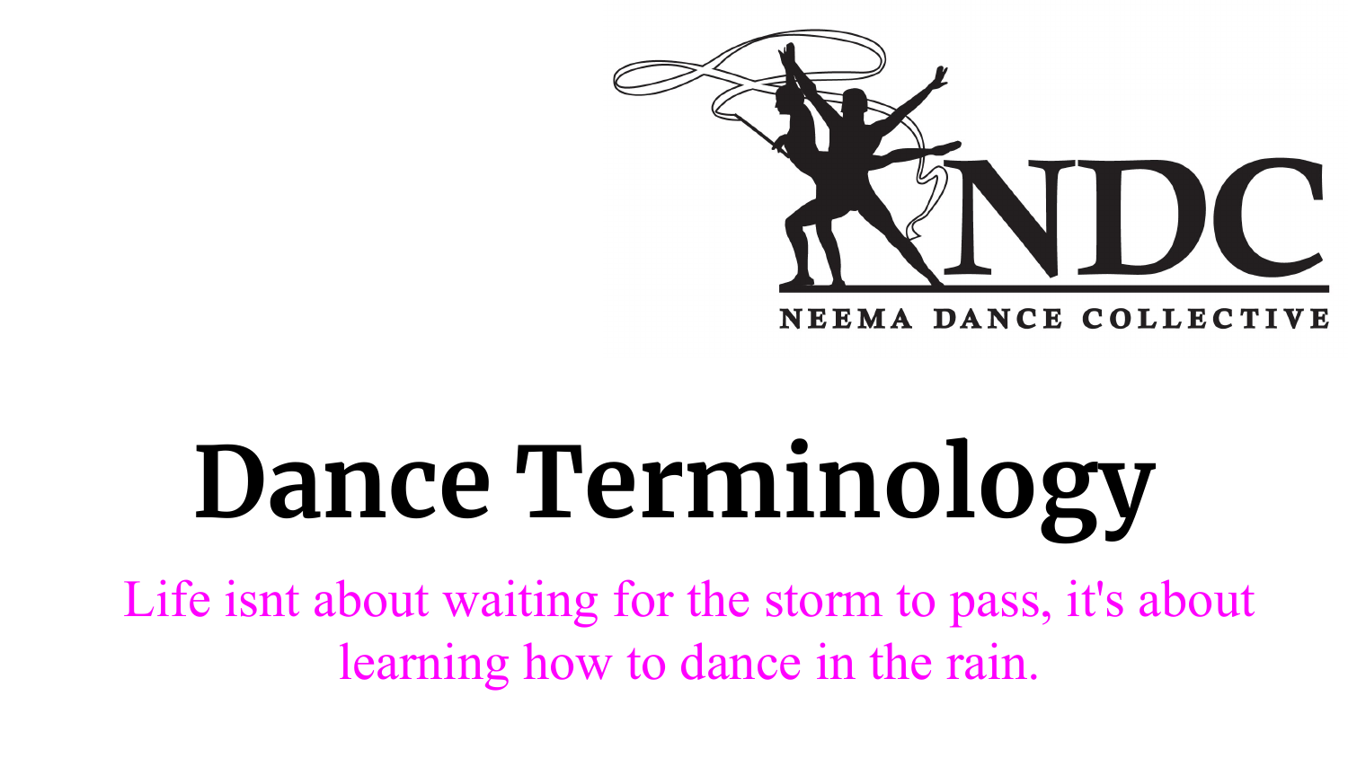NDC

NEEMA DANCE COLLECTIVE

# Dance Terminology

Life isnt about waiting for the storm to pass, it's about learning how to dance in the rain.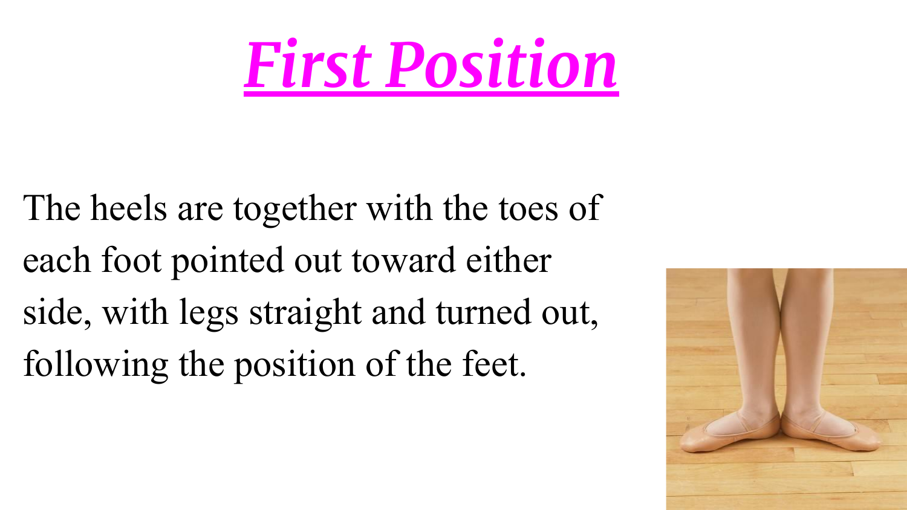# ***First Position***

The heels are together with the toes of each foot pointed out toward either side, with legs straight and turned out, following the position of the feet.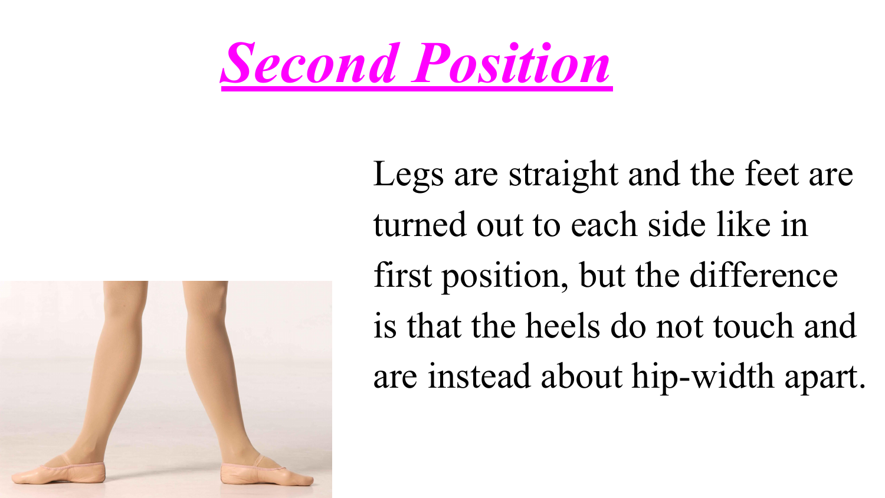# ***Second Position***

Legs are straight and the feet are turned out to each side like in first position, but the difference is that the heels do not touch and are instead about hip-width apart.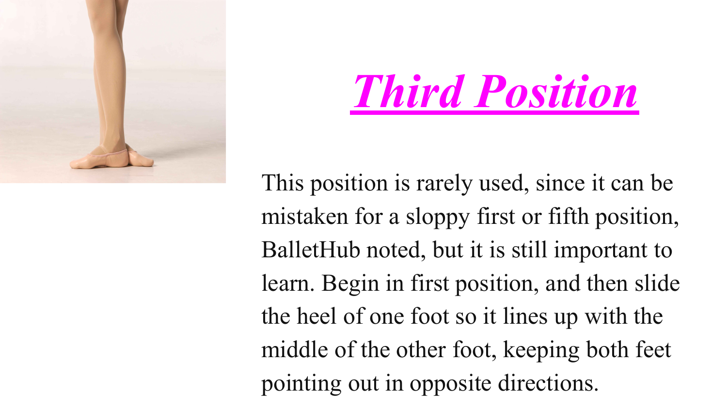# ***Third Position***

This position is rarely used, since it can be mistaken for a sloppy first or fifth position, BalletHub noted, but it is still important to learn. Begin in first position, and then slide the heel of one foot so it lines up with the middle of the other foot, keeping both feet pointing out in opposite directions.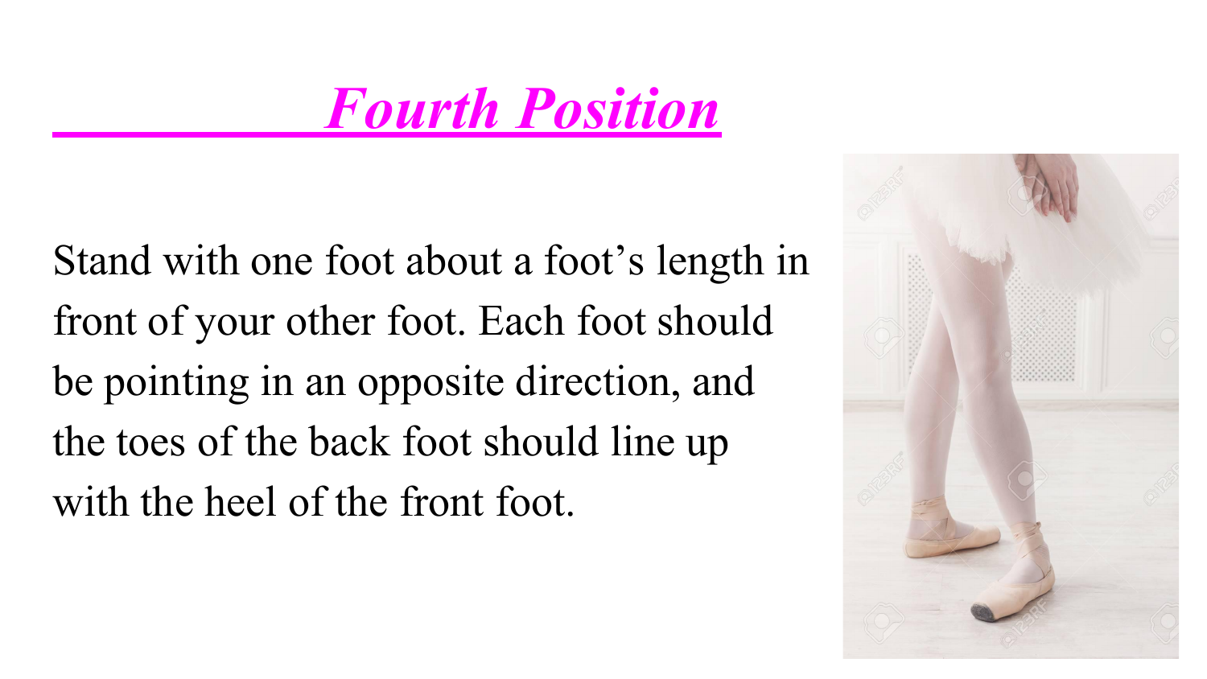# *Fourth Position*

Stand with one foot about a foot's length in front of your other foot. Each foot should be pointing in an opposite direction, and the toes of the back foot should line up with the heel of the front foot.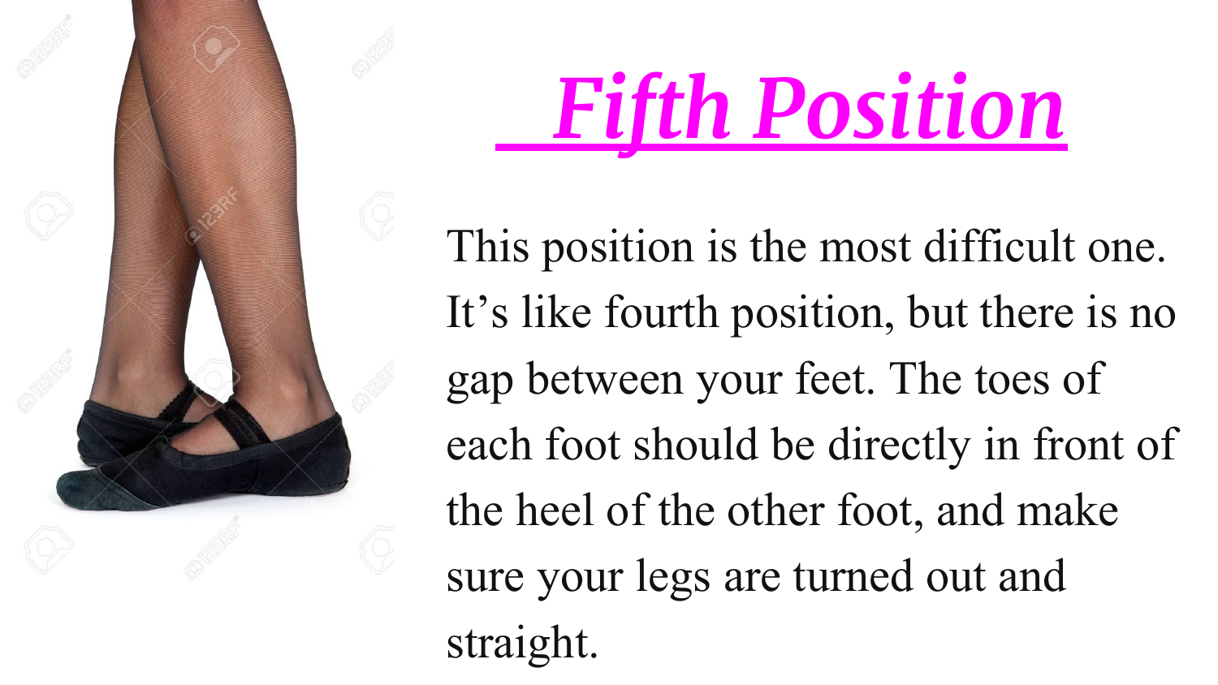# ***Fifth Position***

This position is the most difficult one. It's like fourth position, but there is no gap between your feet. The toes of each foot should be directly in front of the heel of the other foot, and make sure your legs are turned out and straight.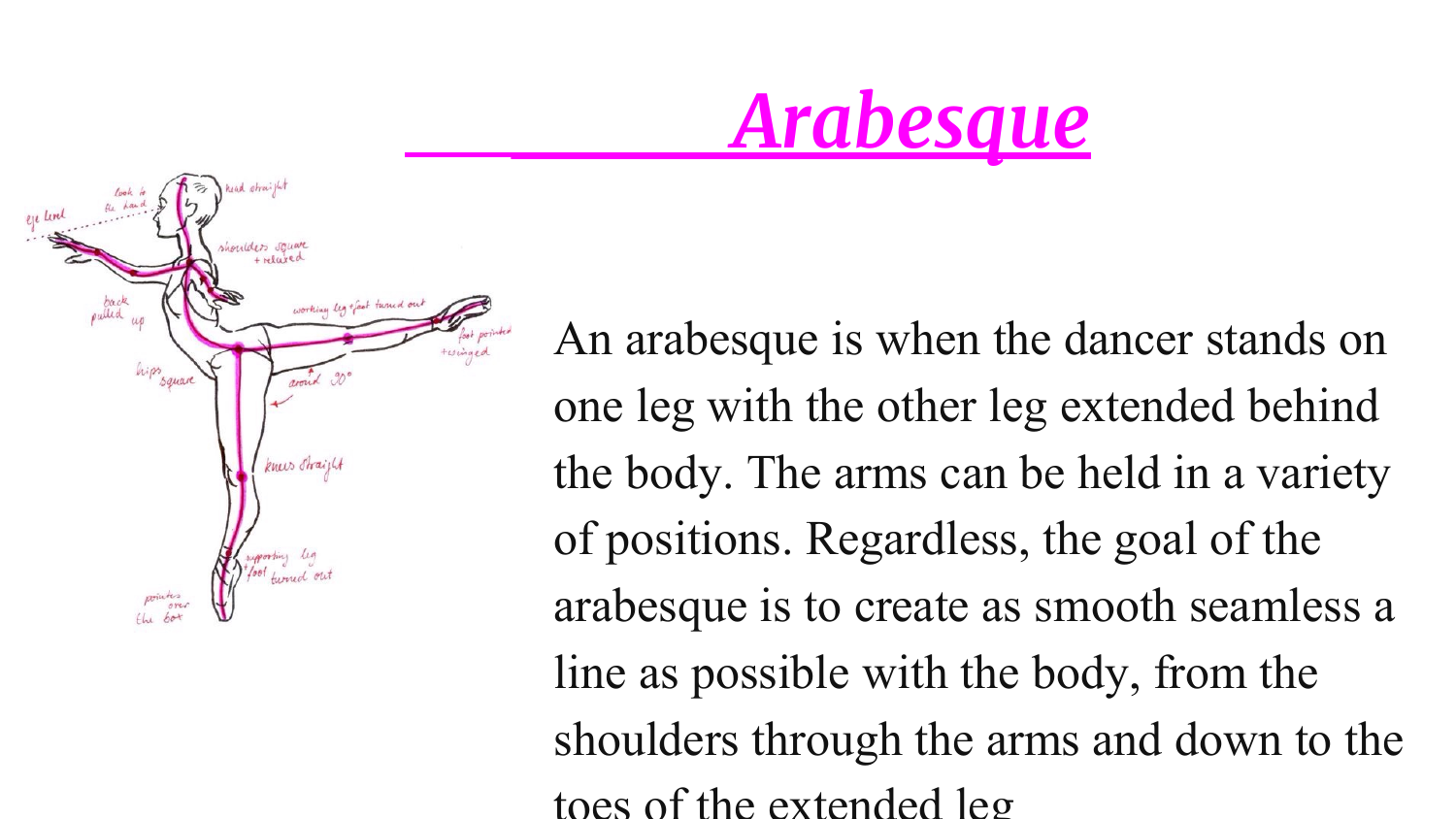# *Arabesque*

An arabesque is when the dancer stands on one leg with the other leg extended behind the body. The arms can be held in a variety of positions. Regardless, the goal of the arabesque is to create as smooth seamless a line as possible with the body, from the shoulders through the arms and down to the toes of the extended leg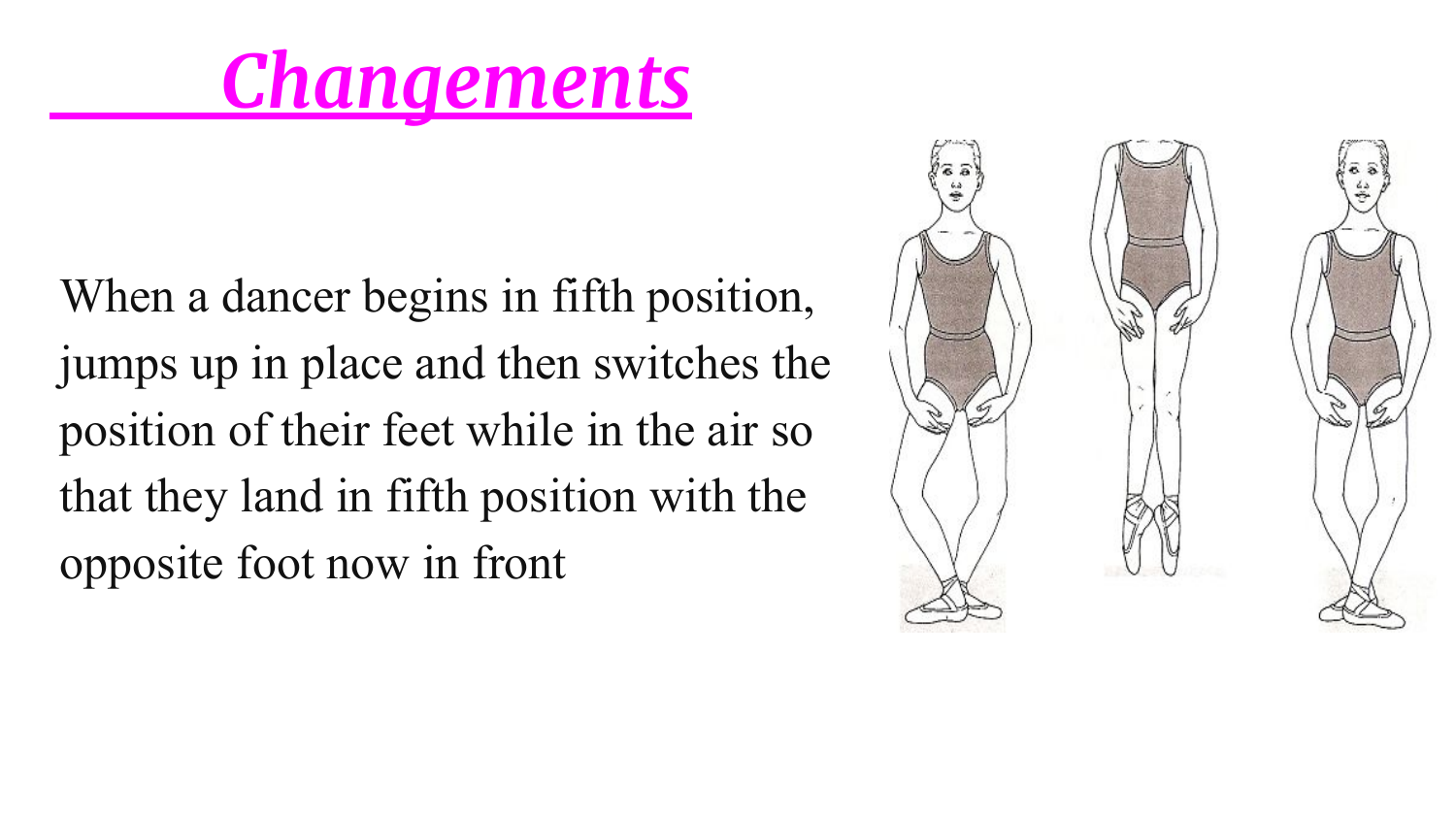# *Changements*

When a dancer begins in fifth position, jumps up in place and then switches the position of their feet while in the air so that they land in fifth position with the opposite foot now in front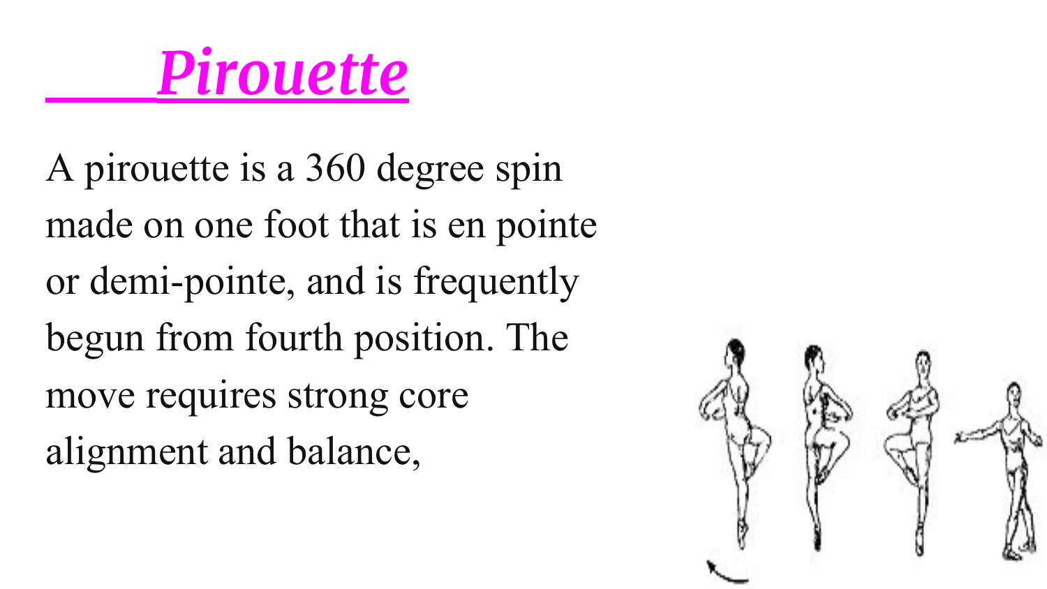# ***Pirouette***

A pirouette is a 360 degree spin made on one foot that is en pointe or demi-pointe, and is frequently begun from fourth position. The move requires strong core alignment and balance,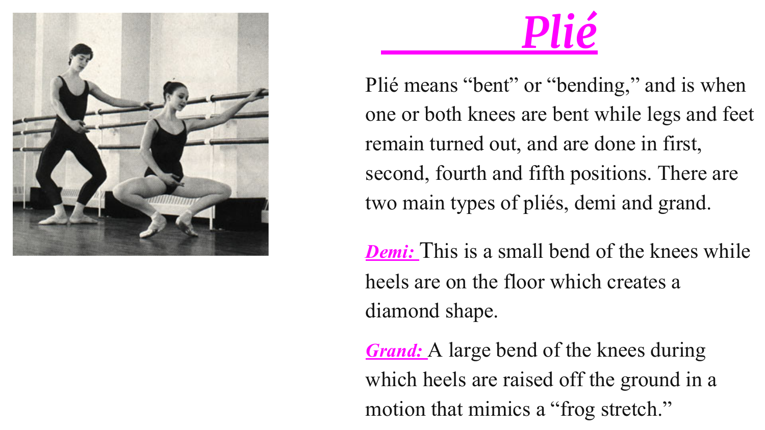# Plié

Plié means "bent" or "bending," and is when one or both knees are bent while legs and feet remain turned out, and are done in first, second, fourth and fifth positions. There are two main types of pliés, demi and grand.

***Demi:*** This is a small bend of the knees while heels are on the floor which creates a diamond shape.

***Grand:*** A large bend of the knees during which heels are raised off the ground in a motion that mimics a "frog stretch."